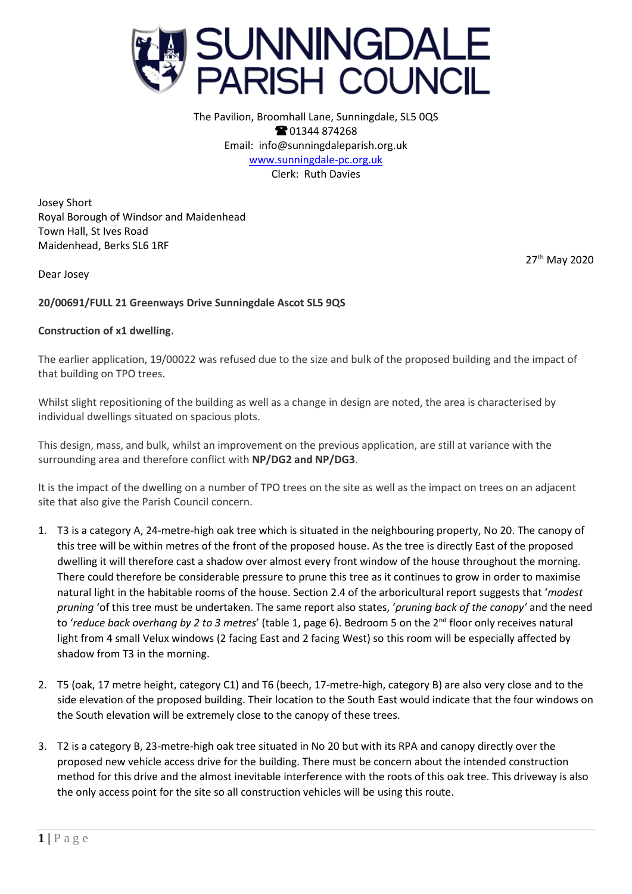# SUNNINGDALE PARISH COUNCIL

The Pavilion, Broomhall Lane, Sunningdale, SL5 0QS
☎ 01344 874268
Email: info@sunningdaleparish.org.uk
www.sunningdale-pc.org.uk
Clerk: Ruth Davies

Josey Short
Royal Borough of Windsor and Maidenhead
Town Hall, St Ives Road
Maidenhead, Berks SL6 1RF

27th May 2020

Dear Josey

**20/00691/FULL 21 Greenways Drive Sunningdale Ascot SL5 9QS**

**Construction of x1 dwelling.**

The earlier application, 19/00022 was refused due to the size and bulk of the proposed building and the impact of that building on TPO trees.

Whilst slight repositioning of the building as well as a change in design are noted, the area is characterised by individual dwellings situated on spacious plots.

This design, mass, and bulk, whilst an improvement on the previous application, are still at variance with the surrounding area and therefore conflict with **NP/DG2 and NP/DG3**.

It is the impact of the dwelling on a number of TPO trees on the site as well as the impact on trees on an adjacent site that also give the Parish Council concern.

1. T3 is a category A, 24-metre-high oak tree which is situated in the neighbouring property, No 20. The canopy of this tree will be within metres of the front of the proposed house. As the tree is directly East of the proposed dwelling it will therefore cast a shadow over almost every front window of the house throughout the morning. There could therefore be considerable pressure to prune this tree as it continues to grow in order to maximise natural light in the habitable rooms of the house. Section 2.4 of the arboricultural report suggests that '*modest pruning* 'of this tree must be undertaken. The same report also states, '*pruning back of the canopy'* and the need to '*reduce back overhang by 2 to 3 metres*' (table 1, page 6). Bedroom 5 on the 2nd floor only receives natural light from 4 small Velux windows (2 facing East and 2 facing West) so this room will be especially affected by shadow from T3 in the morning.

2. T5 (oak, 17 metre height, category C1) and T6 (beech, 17-metre-high, category B) are also very close and to the side elevation of the proposed building. Their location to the South East would indicate that the four windows on the South elevation will be extremely close to the canopy of these trees.

3. T2 is a category B, 23-metre-high oak tree situated in No 20 but with its RPA and canopy directly over the proposed new vehicle access drive for the building. There must be concern about the intended construction method for this drive and the almost inevitable interference with the roots of this oak tree. This driveway is also the only access point for the site so all construction vehicles will be using this route.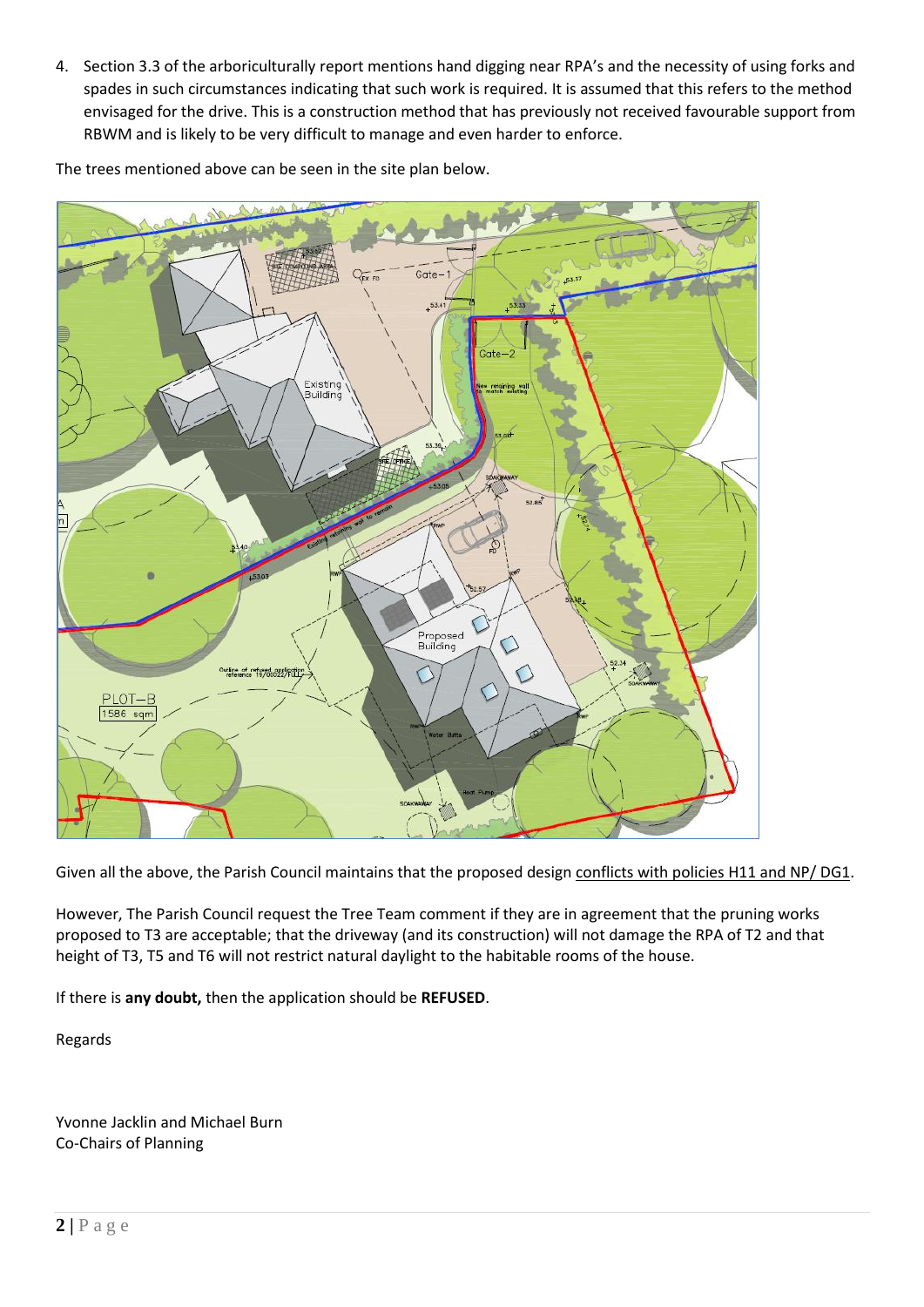4. Section 3.3 of the arboriculturally report mentions hand digging near RPA's and the necessity of using forks and spades in such circumstances indicating that such work is required. It is assumed that this refers to the method envisaged for the drive. This is a construction method that has previously not received favourable support from RBWM and is likely to be very difficult to manage and even harder to enforce.

The trees mentioned above can be seen in the site plan below.

Given all the above, the Parish Council maintains that the proposed design conflicts with policies H11 and NP/ DG1.

However, The Parish Council request the Tree Team comment if they are in agreement that the pruning works proposed to T3 are acceptable; that the driveway (and its construction) will not damage the RPA of T2 and that height of T3, T5 and T6 will not restrict natural daylight to the habitable rooms of the house.

If there is **any doubt,** then the application should be **REFUSED**.

Regards

Yvonne Jacklin and Michael Burn
Co-Chairs of Planning